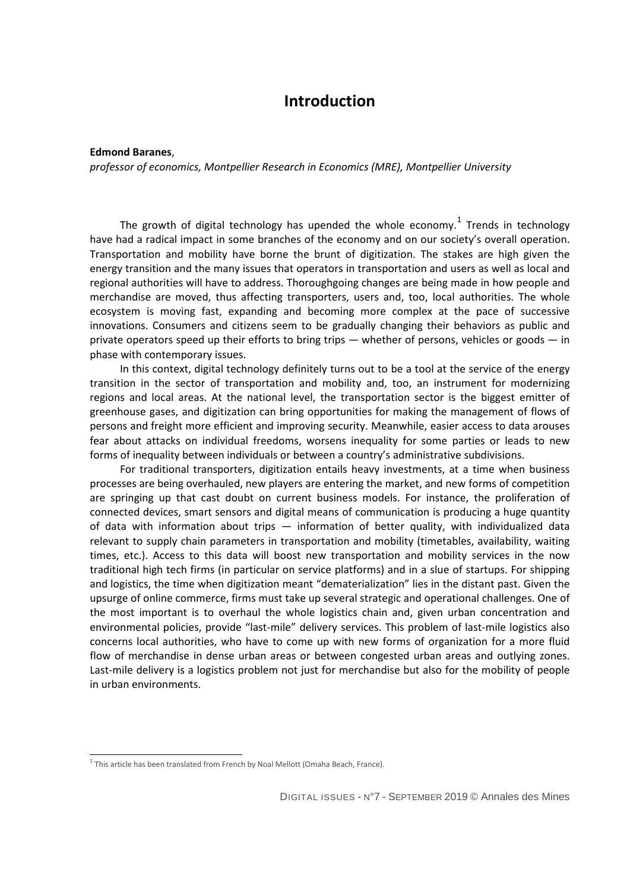# Introduction

**Edmond Baranes**,

*professor of economics, Montpellier Research in Economics (MRE), Montpellier University*

The growth of digital technology has upended the whole economy.[1] Trends in technology have had a radical impact in some branches of the economy and on our society's overall operation. Transportation and mobility have borne the brunt of digitization. The stakes are high given the energy transition and the many issues that operators in transportation and users as well as local and regional authorities will have to address. Thoroughgoing changes are being made in how people and merchandise are moved, thus affecting transporters, users and, too, local authorities. The whole ecosystem is moving fast, expanding and becoming more complex at the pace of successive innovations. Consumers and citizens seem to be gradually changing their behaviors as public and private operators speed up their efforts to bring trips — whether of persons, vehicles or goods — in phase with contemporary issues.

In this context, digital technology definitely turns out to be a tool at the service of the energy transition in the sector of transportation and mobility and, too, an instrument for modernizing regions and local areas. At the national level, the transportation sector is the biggest emitter of greenhouse gases, and digitization can bring opportunities for making the management of flows of persons and freight more efficient and improving security. Meanwhile, easier access to data arouses fear about attacks on individual freedoms, worsens inequality for some parties or leads to new forms of inequality between individuals or between a country's administrative subdivisions.

For traditional transporters, digitization entails heavy investments, at a time when business processes are being overhauled, new players are entering the market, and new forms of competition are springing up that cast doubt on current business models. For instance, the proliferation of connected devices, smart sensors and digital means of communication is producing a huge quantity of data with information about trips — information of better quality, with individualized data relevant to supply chain parameters in transportation and mobility (timetables, availability, waiting times, etc.). Access to this data will boost new transportation and mobility services in the now traditional high tech firms (in particular on service platforms) and in a slue of startups. For shipping and logistics, the time when digitization meant "dematerialization" lies in the distant past. Given the upsurge of online commerce, firms must take up several strategic and operational challenges. One of the most important is to overhaul the whole logistics chain and, given urban concentration and environmental policies, provide "last-mile" delivery services. This problem of last-mile logistics also concerns local authorities, who have to come up with new forms of organization for a more fluid flow of merchandise in dense urban areas or between congested urban areas and outlying zones. Last-mile delivery is a logistics problem not just for merchandise but also for the mobility of people in urban environments.

[1] This article has been translated from French by Noal Mellott (Omaha Beach, France).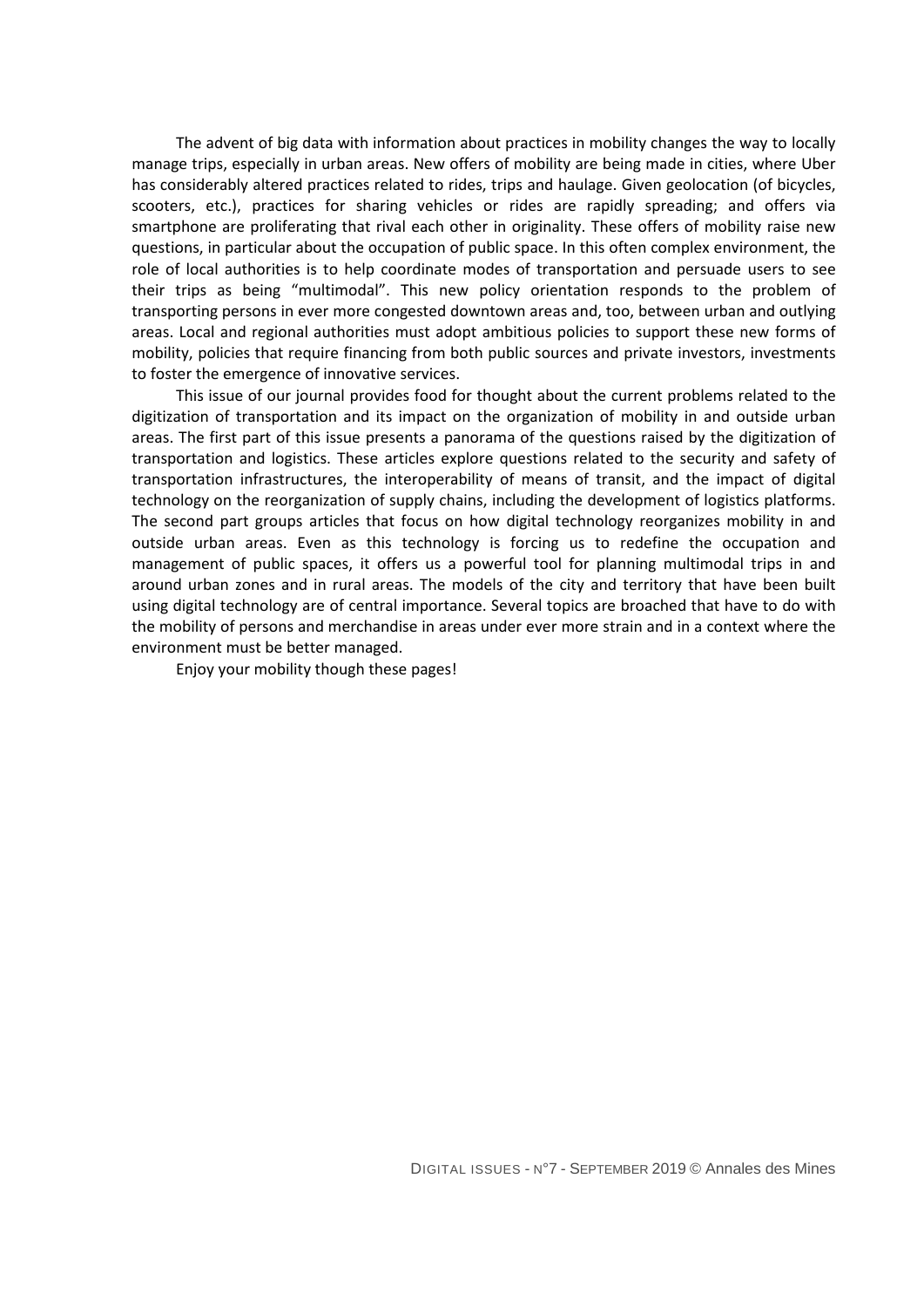The advent of big data with information about practices in mobility changes the way to locally manage trips, especially in urban areas. New offers of mobility are being made in cities, where Uber has considerably altered practices related to rides, trips and haulage. Given geolocation (of bicycles, scooters, etc.), practices for sharing vehicles or rides are rapidly spreading; and offers via smartphone are proliferating that rival each other in originality. These offers of mobility raise new questions, in particular about the occupation of public space. In this often complex environment, the role of local authorities is to help coordinate modes of transportation and persuade users to see their trips as being "multimodal". This new policy orientation responds to the problem of transporting persons in ever more congested downtown areas and, too, between urban and outlying areas. Local and regional authorities must adopt ambitious policies to support these new forms of mobility, policies that require financing from both public sources and private investors, investments to foster the emergence of innovative services.

This issue of our journal provides food for thought about the current problems related to the digitization of transportation and its impact on the organization of mobility in and outside urban areas. The first part of this issue presents a panorama of the questions raised by the digitization of transportation and logistics. These articles explore questions related to the security and safety of transportation infrastructures, the interoperability of means of transit, and the impact of digital technology on the reorganization of supply chains, including the development of logistics platforms. The second part groups articles that focus on how digital technology reorganizes mobility in and outside urban areas. Even as this technology is forcing us to redefine the occupation and management of public spaces, it offers us a powerful tool for planning multimodal trips in and around urban zones and in rural areas. The models of the city and territory that have been built using digital technology are of central importance. Several topics are broached that have to do with the mobility of persons and merchandise in areas under ever more strain and in a context where the environment must be better managed.

Enjoy your mobility though these pages!